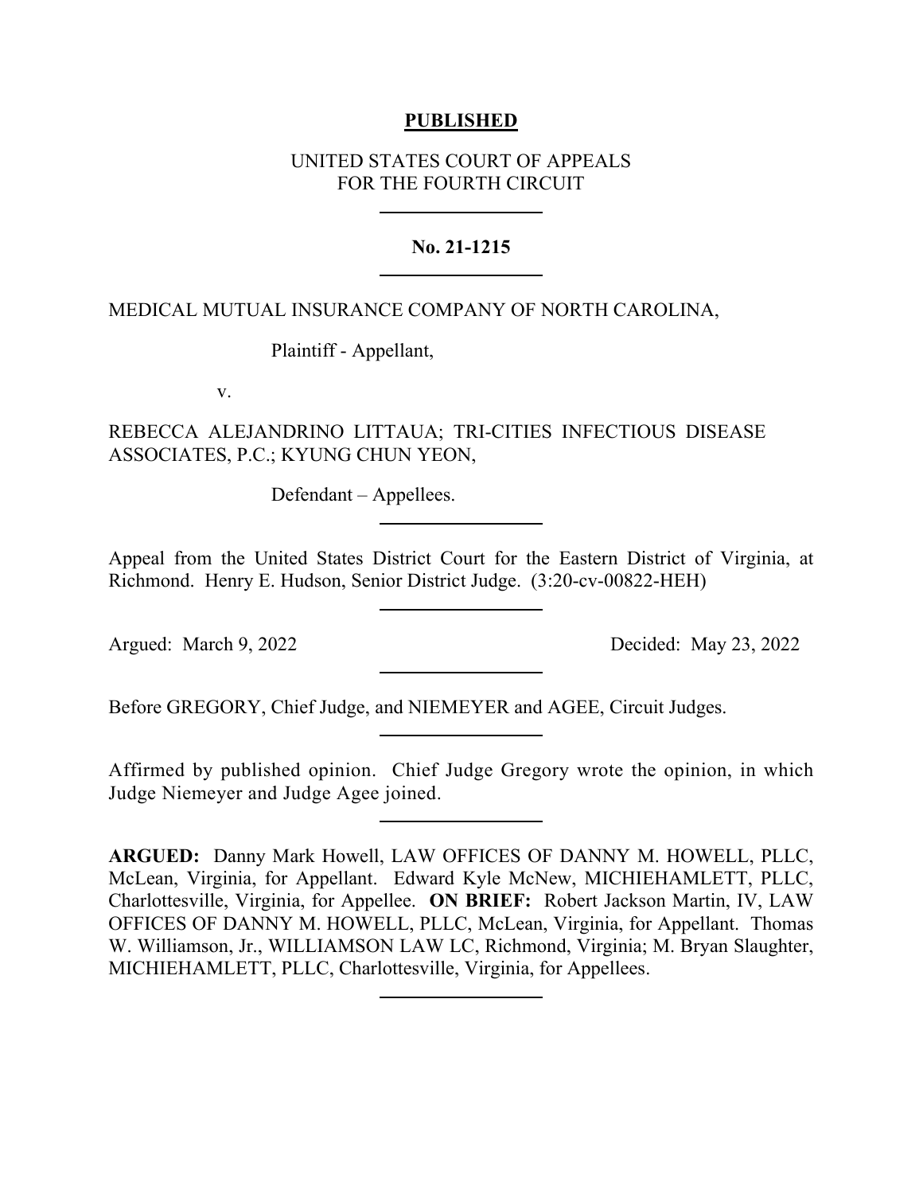**PUBLISHED**

UNITED STATES COURT OF APPEALS
FOR THE FOURTH CIRCUIT

---

**No. 21-1215**

---

MEDICAL MUTUAL INSURANCE COMPANY OF NORTH CAROLINA,

Plaintiff - Appellant,

v.

REBECCA ALEJANDRINO LITTAUA; TRI-CITIES INFECTIOUS DISEASE ASSOCIATES, P.C.; KYUNG CHUN YEON,

Defendant – Appellees.

---

Appeal from the United States District Court for the Eastern District of Virginia, at Richmond. Henry E. Hudson, Senior District Judge. (3:20-cv-00822-HEH)

---

Argued: March 9, 2022 Decided: May 23, 2022

---

Before GREGORY, Chief Judge, and NIEMEYER and AGEE, Circuit Judges.

---

Affirmed by published opinion. Chief Judge Gregory wrote the opinion, in which Judge Niemeyer and Judge Agee joined.

---

**ARGUED:** Danny Mark Howell, LAW OFFICES OF DANNY M. HOWELL, PLLC, McLean, Virginia, for Appellant. Edward Kyle McNew, MICHIEHAMLETT, PLLC, Charlottesville, Virginia, for Appellee. **ON BRIEF:** Robert Jackson Martin, IV, LAW OFFICES OF DANNY M. HOWELL, PLLC, McLean, Virginia, for Appellant. Thomas W. Williamson, Jr., WILLIAMSON LAW LC, Richmond, Virginia; M. Bryan Slaughter, MICHIEHAMLETT, PLLC, Charlottesville, Virginia, for Appellees.

---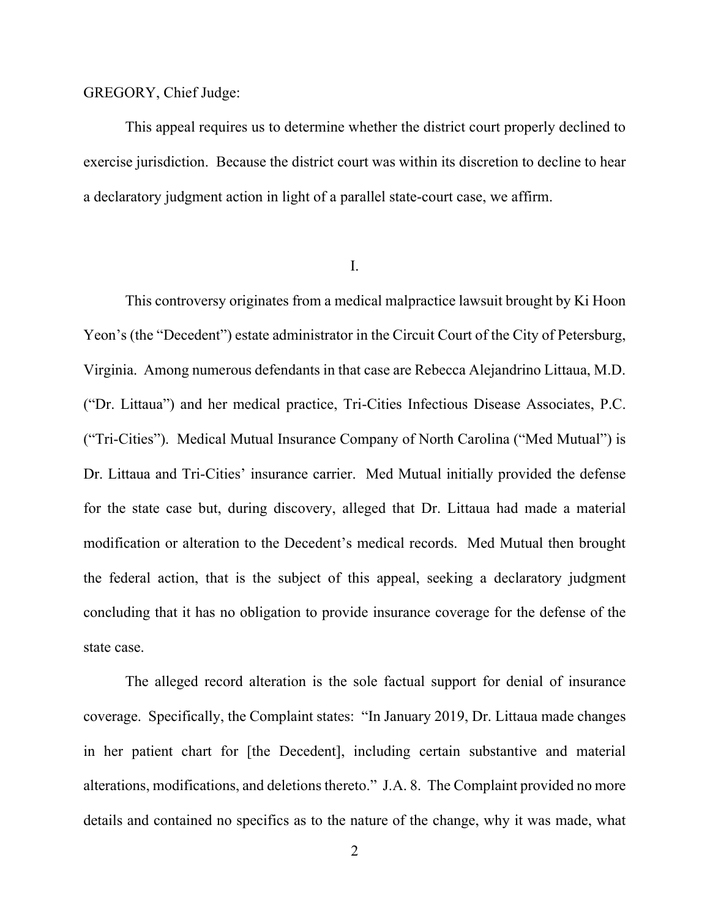GREGORY, Chief Judge:

This appeal requires us to determine whether the district court properly declined to exercise jurisdiction. Because the district court was within its discretion to decline to hear a declaratory judgment action in light of a parallel state-court case, we affirm.

I.

This controversy originates from a medical malpractice lawsuit brought by Ki Hoon Yeon's (the "Decedent") estate administrator in the Circuit Court of the City of Petersburg, Virginia. Among numerous defendants in that case are Rebecca Alejandrino Littaua, M.D. ("Dr. Littaua") and her medical practice, Tri-Cities Infectious Disease Associates, P.C. ("Tri-Cities"). Medical Mutual Insurance Company of North Carolina ("Med Mutual") is Dr. Littaua and Tri-Cities' insurance carrier. Med Mutual initially provided the defense for the state case but, during discovery, alleged that Dr. Littaua had made a material modification or alteration to the Decedent's medical records. Med Mutual then brought the federal action, that is the subject of this appeal, seeking a declaratory judgment concluding that it has no obligation to provide insurance coverage for the defense of the state case.

The alleged record alteration is the sole factual support for denial of insurance coverage. Specifically, the Complaint states: "In January 2019, Dr. Littaua made changes in her patient chart for [the Decedent], including certain substantive and material alterations, modifications, and deletions thereto." J.A. 8. The Complaint provided no more details and contained no specifics as to the nature of the change, why it was made, what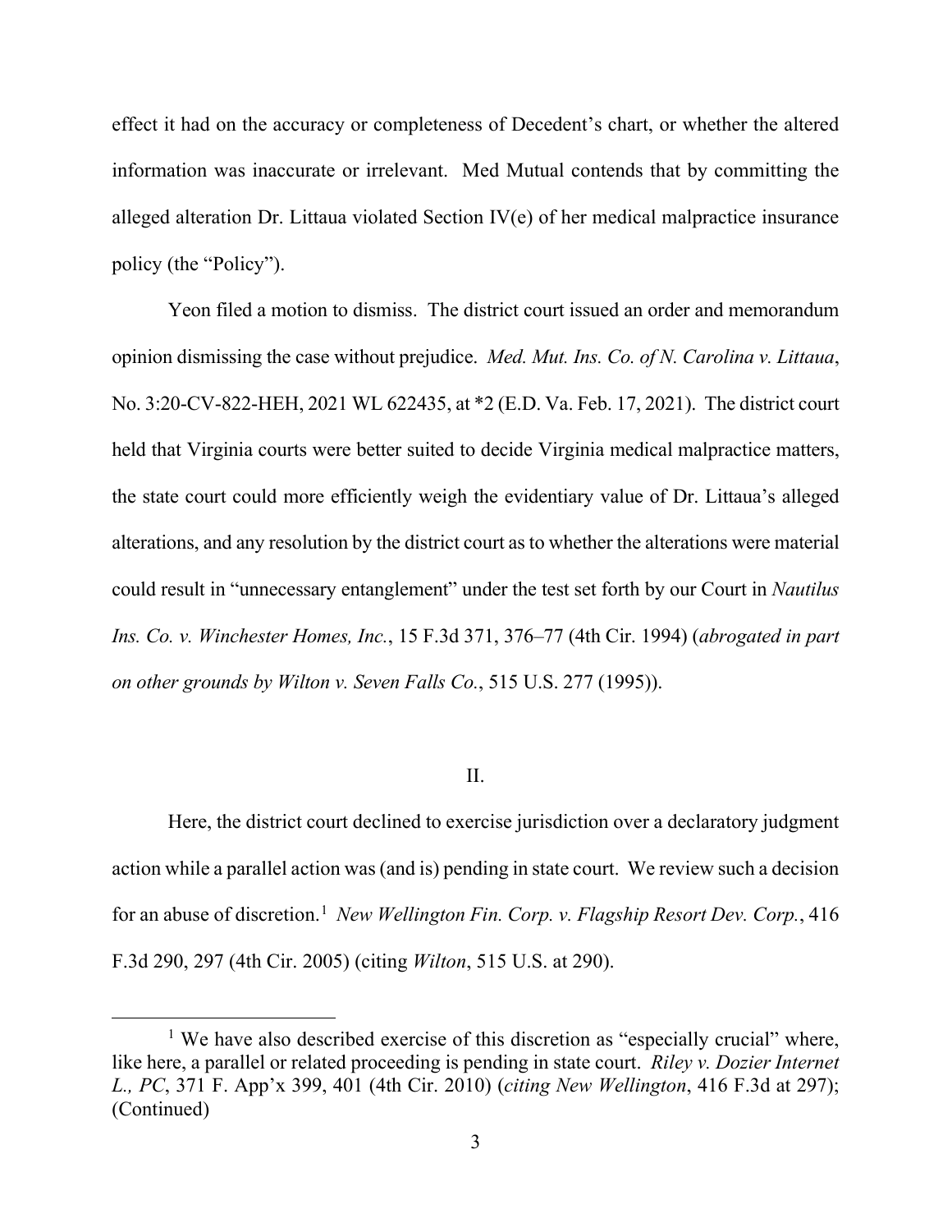effect it had on the accuracy or completeness of Decedent's chart, or whether the altered information was inaccurate or irrelevant. Med Mutual contends that by committing the alleged alteration Dr. Littaua violated Section IV(e) of her medical malpractice insurance policy (the "Policy").

Yeon filed a motion to dismiss. The district court issued an order and memorandum opinion dismissing the case without prejudice. *Med. Mut. Ins. Co. of N. Carolina v. Littaua*, No. 3:20-CV-822-HEH, 2021 WL 622435, at *2 (E.D. Va. Feb. 17, 2021). The district court held that Virginia courts were better suited to decide Virginia medical malpractice matters, the state court could more efficiently weigh the evidentiary value of Dr. Littaua's alleged alterations, and any resolution by the district court as to whether the alterations were material could result in "unnecessary entanglement" under the test set forth by our Court in *Nautilus Ins. Co. v. Winchester Homes, Inc.*, 15 F.3d 371, 376–77 (4th Cir. 1994) (*abrogated in part on other grounds by Wilton v. Seven Falls Co.*, 515 U.S. 277 (1995)).

## II.

Here, the district court declined to exercise jurisdiction over a declaratory judgment action while a parallel action was (and is) pending in state court. We review such a decision for an abuse of discretion.[1] *New Wellington Fin. Corp. v. Flagship Resort Dev. Corp.*, 416 F.3d 290, 297 (4th Cir. 2005) (citing *Wilton*, 515 U.S. at 290).

[1] We have also described exercise of this discretion as "especially crucial" where, like here, a parallel or related proceeding is pending in state court. *Riley v. Dozier Internet L., PC*, 371 F. App'x 399, 401 (4th Cir. 2010) (*citing New Wellington*, 416 F.3d at 297); (Continued)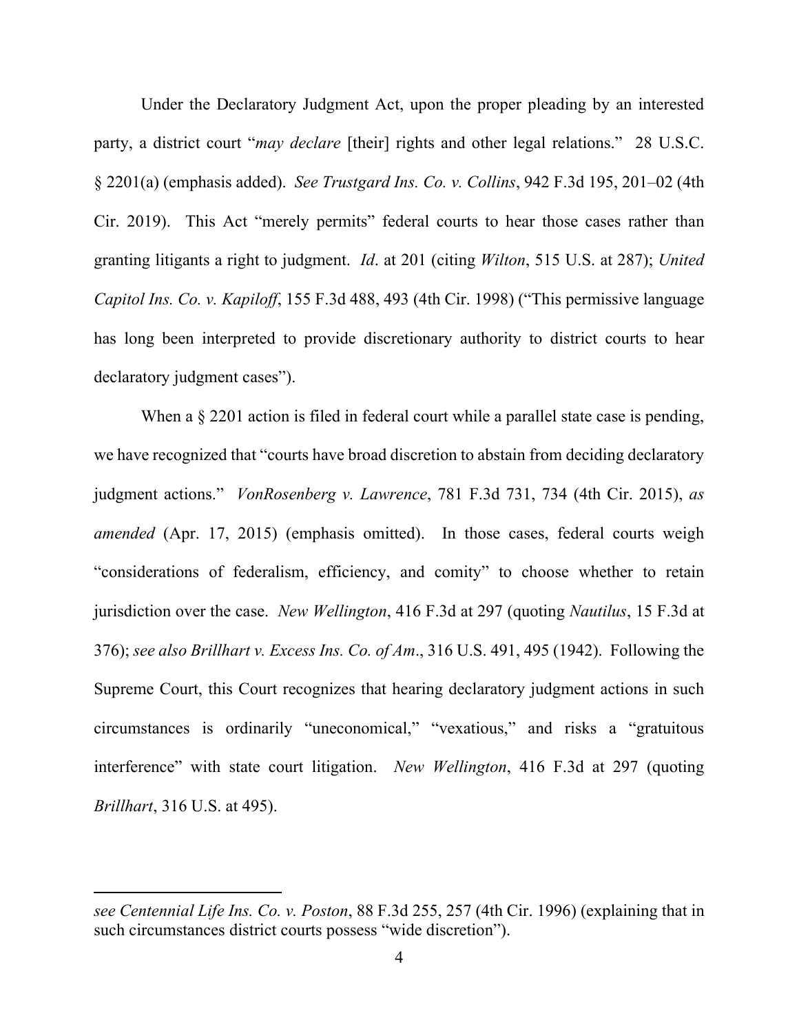Under the Declaratory Judgment Act, upon the proper pleading by an interested party, a district court "*may declare* [their] rights and other legal relations." 28 U.S.C. § 2201(a) (emphasis added). *See Trustgard Ins. Co. v. Collins*, 942 F.3d 195, 201–02 (4th Cir. 2019). This Act "merely permits" federal courts to hear those cases rather than granting litigants a right to judgment. *Id*. at 201 (citing *Wilton*, 515 U.S. at 287); *United Capitol Ins. Co. v. Kapiloff*, 155 F.3d 488, 493 (4th Cir. 1998) ("This permissive language has long been interpreted to provide discretionary authority to district courts to hear declaratory judgment cases").

When a § 2201 action is filed in federal court while a parallel state case is pending, we have recognized that "courts have broad discretion to abstain from deciding declaratory judgment actions." *VonRosenberg v. Lawrence*, 781 F.3d 731, 734 (4th Cir. 2015), *as amended* (Apr. 17, 2015) (emphasis omitted). In those cases, federal courts weigh "considerations of federalism, efficiency, and comity" to choose whether to retain jurisdiction over the case. *New Wellington*, 416 F.3d at 297 (quoting *Nautilus*, 15 F.3d at 376); *see also Brillhart v. Excess Ins. Co. of Am*., 316 U.S. 491, 495 (1942). Following the Supreme Court, this Court recognizes that hearing declaratory judgment actions in such circumstances is ordinarily "uneconomical," "vexatious," and risks a "gratuitous interference" with state court litigation. *New Wellington*, 416 F.3d at 297 (quoting *Brillhart*, 316 U.S. at 495).

---

*see Centennial Life Ins. Co. v. Poston*, 88 F.3d 255, 257 (4th Cir. 1996) (explaining that in such circumstances district courts possess "wide discretion").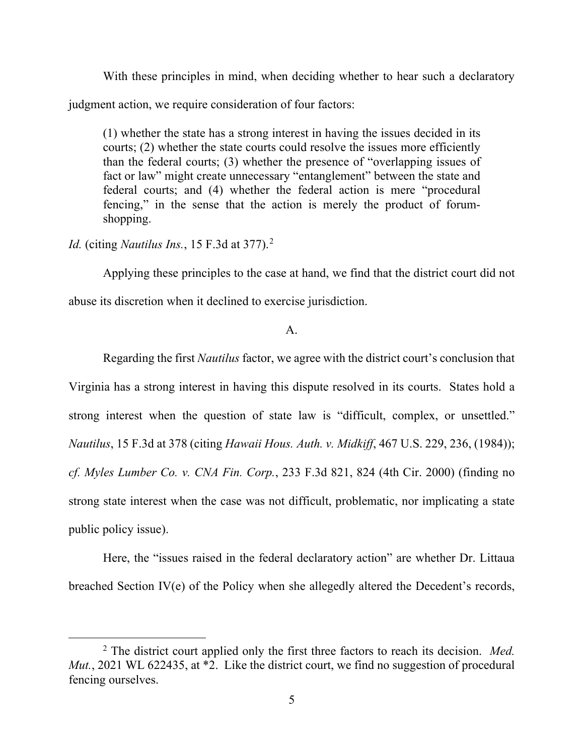With these principles in mind, when deciding whether to hear such a declaratory judgment action, we require consideration of four factors:

> (1) whether the state has a strong interest in having the issues decided in its courts; (2) whether the state courts could resolve the issues more efficiently than the federal courts; (3) whether the presence of "overlapping issues of fact or law" might create unnecessary "entanglement" between the state and federal courts; and (4) whether the federal action is mere "procedural fencing," in the sense that the action is merely the product of forum-shopping.

*Id.* (citing *Nautilus Ins.*, 15 F.3d at 377).[2]

Applying these principles to the case at hand, we find that the district court did not abuse its discretion when it declined to exercise jurisdiction.

A.

Regarding the first *Nautilus* factor, we agree with the district court's conclusion that Virginia has a strong interest in having this dispute resolved in its courts. States hold a strong interest when the question of state law is "difficult, complex, or unsettled." *Nautilus*, 15 F.3d at 378 (citing *Hawaii Hous. Auth. v. Midkiff*, 467 U.S. 229, 236, (1984)); *cf. Myles Lumber Co. v. CNA Fin. Corp.*, 233 F.3d 821, 824 (4th Cir. 2000) (finding no strong state interest when the case was not difficult, problematic, nor implicating a state public policy issue).

Here, the "issues raised in the federal declaratory action" are whether Dr. Littaua breached Section IV(e) of the Policy when she allegedly altered the Decedent's records,

---

[2] The district court applied only the first three factors to reach its decision. *Med. Mut.*, 2021 WL 622435, at *2. Like the district court, we find no suggestion of procedural fencing ourselves.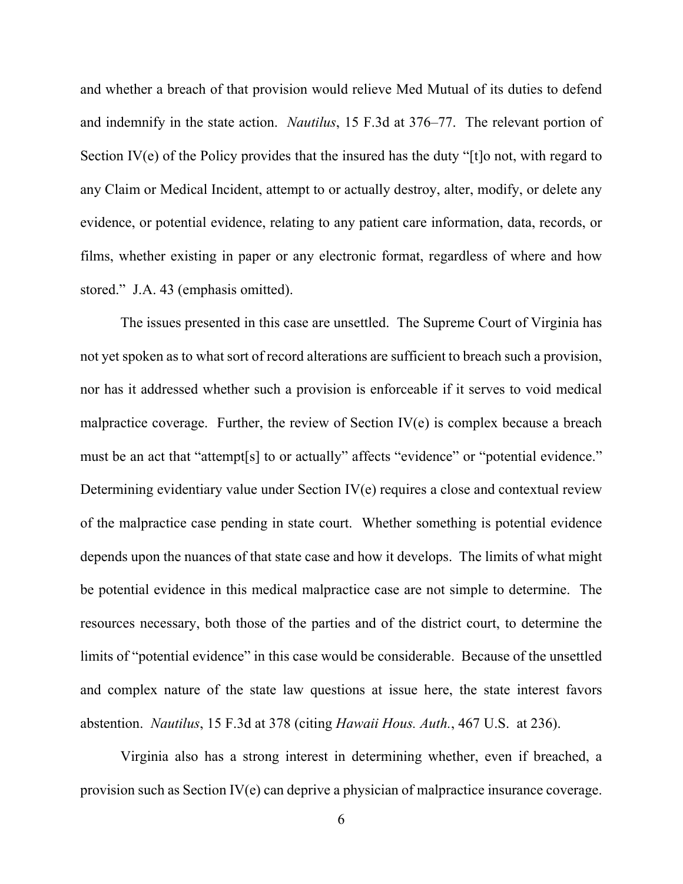and whether a breach of that provision would relieve Med Mutual of its duties to defend and indemnify in the state action. *Nautilus*, 15 F.3d at 376–77. The relevant portion of Section IV(e) of the Policy provides that the insured has the duty "[t]o not, with regard to any Claim or Medical Incident, attempt to or actually destroy, alter, modify, or delete any evidence, or potential evidence, relating to any patient care information, data, records, or films, whether existing in paper or any electronic format, regardless of where and how stored." J.A. 43 (emphasis omitted).

The issues presented in this case are unsettled. The Supreme Court of Virginia has not yet spoken as to what sort of record alterations are sufficient to breach such a provision, nor has it addressed whether such a provision is enforceable if it serves to void medical malpractice coverage. Further, the review of Section IV(e) is complex because a breach must be an act that "attempt[s] to or actually" affects "evidence" or "potential evidence." Determining evidentiary value under Section IV(e) requires a close and contextual review of the malpractice case pending in state court. Whether something is potential evidence depends upon the nuances of that state case and how it develops. The limits of what might be potential evidence in this medical malpractice case are not simple to determine. The resources necessary, both those of the parties and of the district court, to determine the limits of "potential evidence" in this case would be considerable. Because of the unsettled and complex nature of the state law questions at issue here, the state interest favors abstention. *Nautilus*, 15 F.3d at 378 (citing *Hawaii Hous. Auth.*, 467 U.S. at 236).

Virginia also has a strong interest in determining whether, even if breached, a provision such as Section IV(e) can deprive a physician of malpractice insurance coverage.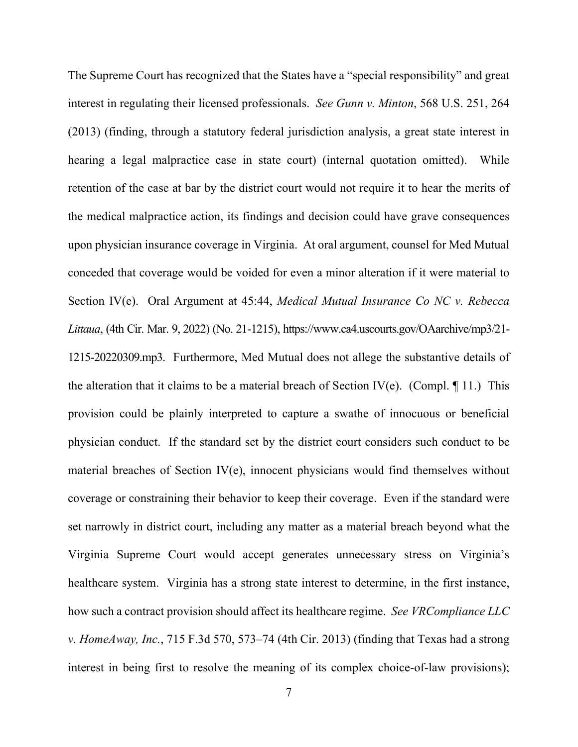The Supreme Court has recognized that the States have a "special responsibility" and great interest in regulating their licensed professionals. *See Gunn v. Minton*, 568 U.S. 251, 264 (2013) (finding, through a statutory federal jurisdiction analysis, a great state interest in hearing a legal malpractice case in state court) (internal quotation omitted). While retention of the case at bar by the district court would not require it to hear the merits of the medical malpractice action, its findings and decision could have grave consequences upon physician insurance coverage in Virginia. At oral argument, counsel for Med Mutual conceded that coverage would be voided for even a minor alteration if it were material to Section IV(e). Oral Argument at 45:44, *Medical Mutual Insurance Co NC v. Rebecca Littaua*, (4th Cir. Mar. 9, 2022) (No. 21-1215), https://www.ca4.uscourts.gov/OAarchive/mp3/21-1215-20220309.mp3. Furthermore, Med Mutual does not allege the substantive details of the alteration that it claims to be a material breach of Section IV(e). (Compl. ¶ 11.) This provision could be plainly interpreted to capture a swathe of innocuous or beneficial physician conduct. If the standard set by the district court considers such conduct to be material breaches of Section IV(e), innocent physicians would find themselves without coverage or constraining their behavior to keep their coverage. Even if the standard were set narrowly in district court, including any matter as a material breach beyond what the Virginia Supreme Court would accept generates unnecessary stress on Virginia's healthcare system. Virginia has a strong state interest to determine, in the first instance, how such a contract provision should affect its healthcare regime. *See VRCompliance LLC v. HomeAway, Inc.*, 715 F.3d 570, 573–74 (4th Cir. 2013) (finding that Texas had a strong interest in being first to resolve the meaning of its complex choice-of-law provisions);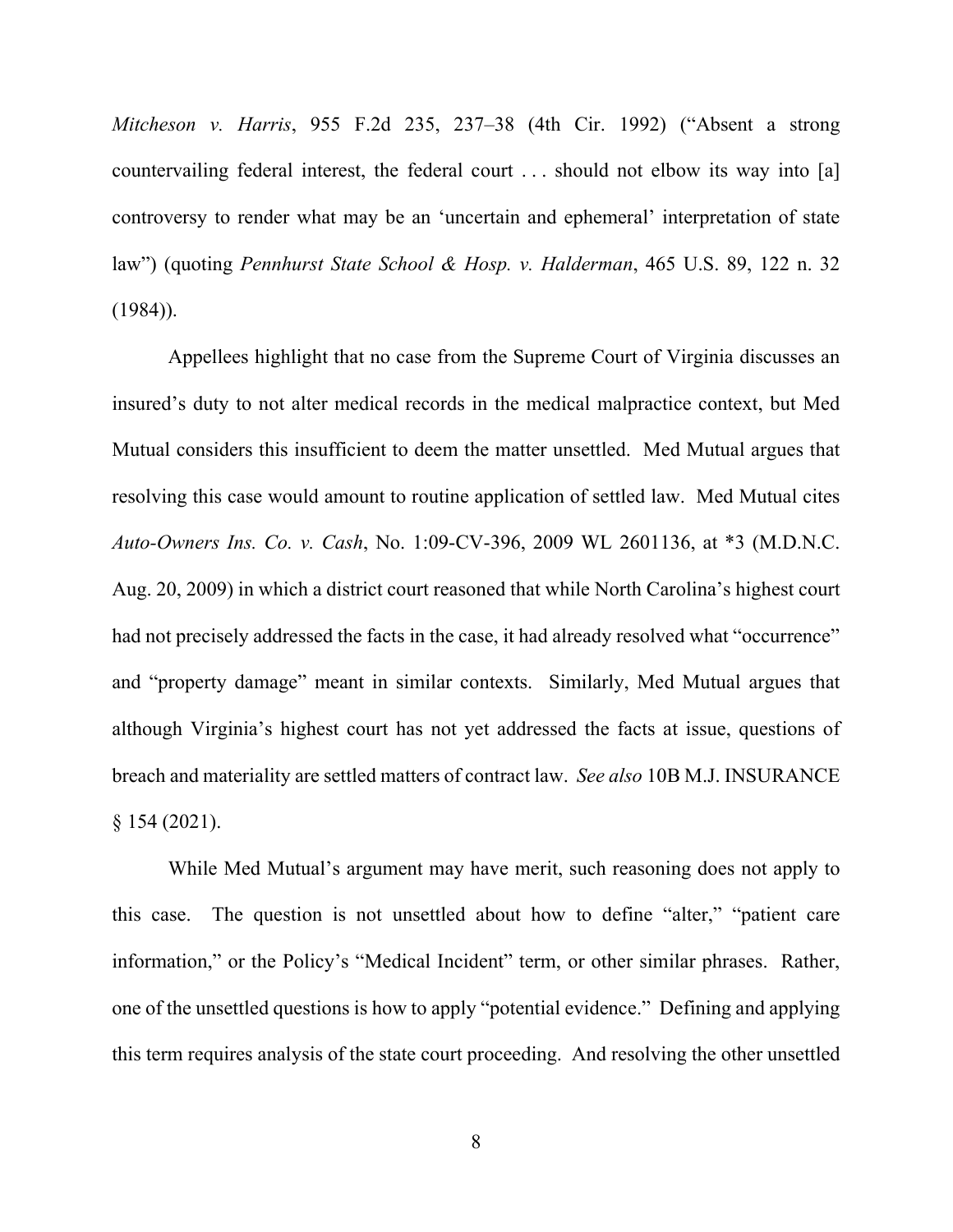*Mitcheson v. Harris*, 955 F.2d 235, 237–38 (4th Cir. 1992) ("Absent a strong countervailing federal interest, the federal court . . . should not elbow its way into [a] controversy to render what may be an 'uncertain and ephemeral' interpretation of state law") (quoting *Pennhurst State School & Hosp. v. Halderman*, 465 U.S. 89, 122 n. 32 (1984)).

Appellees highlight that no case from the Supreme Court of Virginia discusses an insured's duty to not alter medical records in the medical malpractice context, but Med Mutual considers this insufficient to deem the matter unsettled. Med Mutual argues that resolving this case would amount to routine application of settled law. Med Mutual cites *Auto-Owners Ins. Co. v. Cash*, No. 1:09-CV-396, 2009 WL 2601136, at *3 (M.D.N.C. Aug. 20, 2009) in which a district court reasoned that while North Carolina's highest court had not precisely addressed the facts in the case, it had already resolved what "occurrence" and "property damage" meant in similar contexts. Similarly, Med Mutual argues that although Virginia's highest court has not yet addressed the facts at issue, questions of breach and materiality are settled matters of contract law. *See also* 10B M.J. INSURANCE § 154 (2021).

While Med Mutual's argument may have merit, such reasoning does not apply to this case. The question is not unsettled about how to define "alter," "patient care information," or the Policy's "Medical Incident" term, or other similar phrases. Rather, one of the unsettled questions is how to apply "potential evidence." Defining and applying this term requires analysis of the state court proceeding. And resolving the other unsettled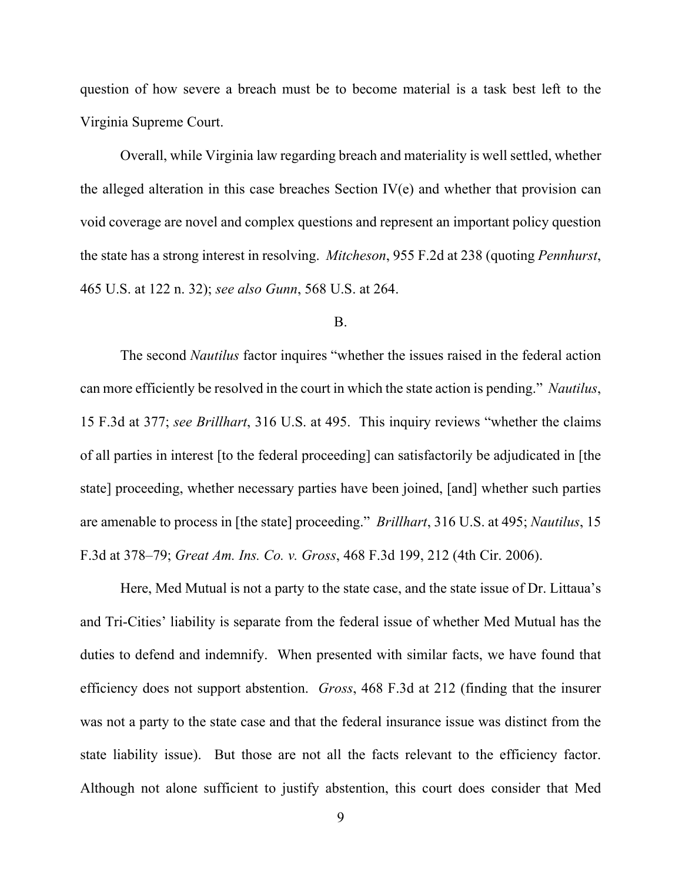question of how severe a breach must be to become material is a task best left to the Virginia Supreme Court.

Overall, while Virginia law regarding breach and materiality is well settled, whether the alleged alteration in this case breaches Section IV(e) and whether that provision can void coverage are novel and complex questions and represent an important policy question the state has a strong interest in resolving. *Mitcheson*, 955 F.2d at 238 (quoting *Pennhurst*, 465 U.S. at 122 n. 32); *see also Gunn*, 568 U.S. at 264.

B.

The second *Nautilus* factor inquires "whether the issues raised in the federal action can more efficiently be resolved in the court in which the state action is pending." *Nautilus*, 15 F.3d at 377; *see Brillhart*, 316 U.S. at 495. This inquiry reviews "whether the claims of all parties in interest [to the federal proceeding] can satisfactorily be adjudicated in [the state] proceeding, whether necessary parties have been joined, [and] whether such parties are amenable to process in [the state] proceeding." *Brillhart*, 316 U.S. at 495; *Nautilus*, 15 F.3d at 378–79; *Great Am. Ins. Co. v. Gross*, 468 F.3d 199, 212 (4th Cir. 2006).

Here, Med Mutual is not a party to the state case, and the state issue of Dr. Littaua's and Tri-Cities' liability is separate from the federal issue of whether Med Mutual has the duties to defend and indemnify. When presented with similar facts, we have found that efficiency does not support abstention. *Gross*, 468 F.3d at 212 (finding that the insurer was not a party to the state case and that the federal insurance issue was distinct from the state liability issue). But those are not all the facts relevant to the efficiency factor. Although not alone sufficient to justify abstention, this court does consider that Med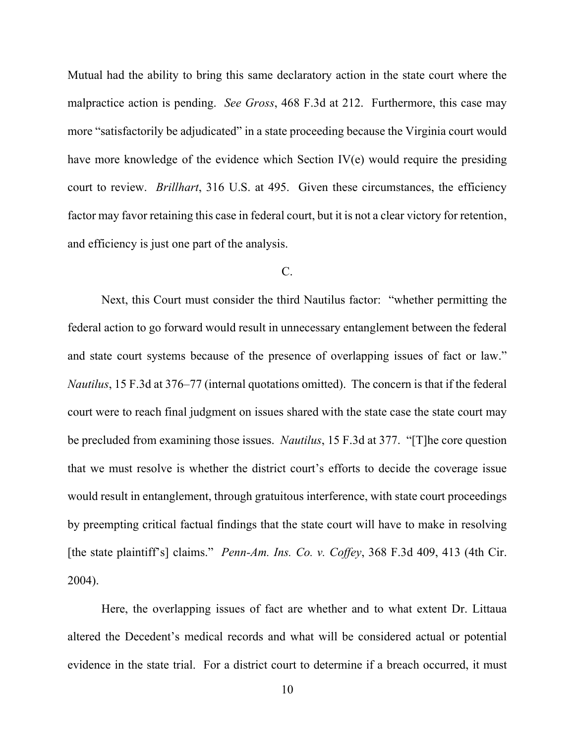Mutual had the ability to bring this same declaratory action in the state court where the malpractice action is pending. *See Gross*, 468 F.3d at 212. Furthermore, this case may more "satisfactorily be adjudicated" in a state proceeding because the Virginia court would have more knowledge of the evidence which Section IV(e) would require the presiding court to review. *Brillhart*, 316 U.S. at 495. Given these circumstances, the efficiency factor may favor retaining this case in federal court, but it is not a clear victory for retention, and efficiency is just one part of the analysis.

C.

Next, this Court must consider the third Nautilus factor: "whether permitting the federal action to go forward would result in unnecessary entanglement between the federal and state court systems because of the presence of overlapping issues of fact or law." *Nautilus*, 15 F.3d at 376–77 (internal quotations omitted). The concern is that if the federal court were to reach final judgment on issues shared with the state case the state court may be precluded from examining those issues. *Nautilus*, 15 F.3d at 377. "[T]he core question that we must resolve is whether the district court's efforts to decide the coverage issue would result in entanglement, through gratuitous interference, with state court proceedings by preempting critical factual findings that the state court will have to make in resolving [the state plaintiff's] claims." *Penn-Am. Ins. Co. v. Coffey*, 368 F.3d 409, 413 (4th Cir. 2004).

Here, the overlapping issues of fact are whether and to what extent Dr. Littaua altered the Decedent's medical records and what will be considered actual or potential evidence in the state trial. For a district court to determine if a breach occurred, it must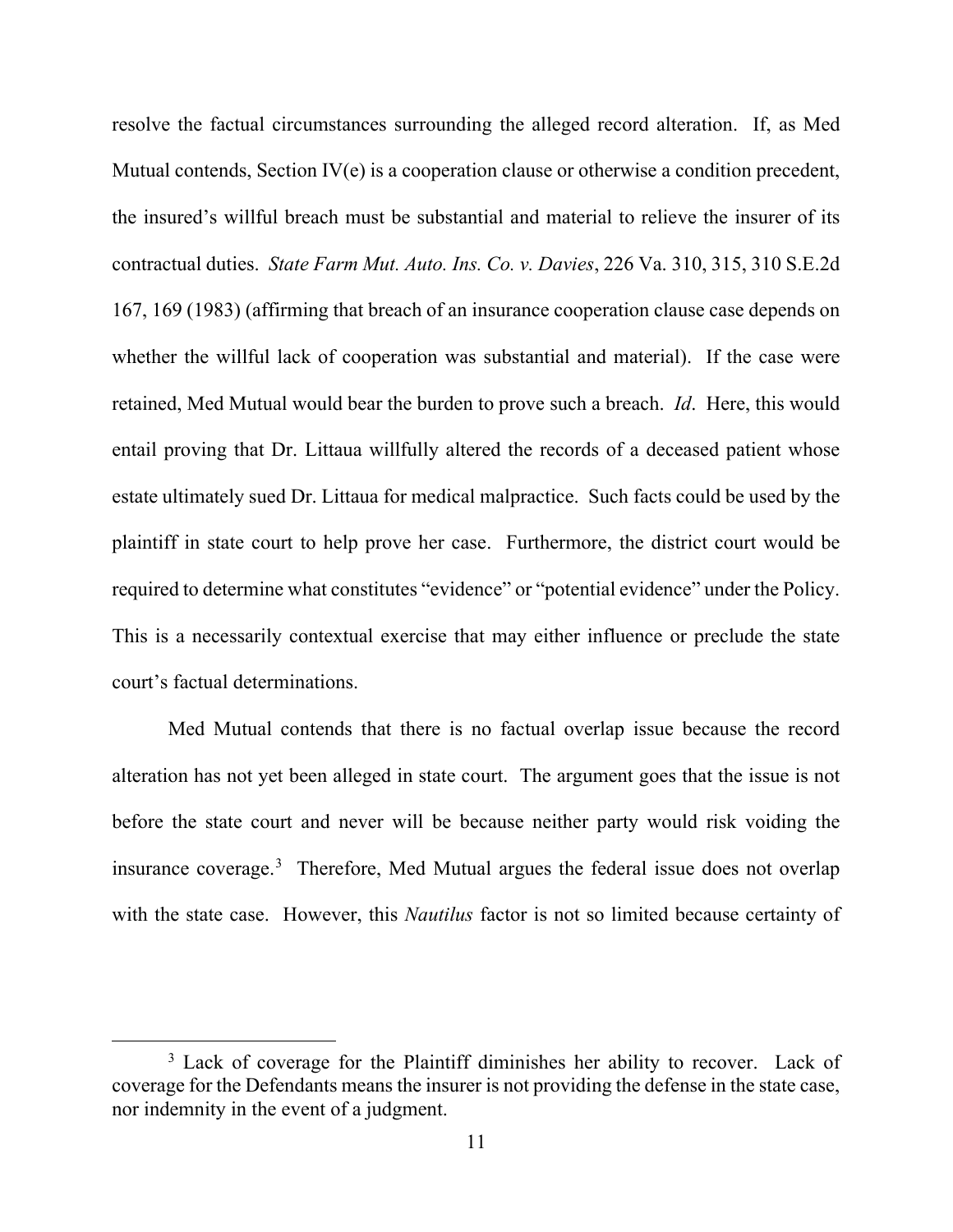resolve the factual circumstances surrounding the alleged record alteration. If, as Med Mutual contends, Section IV(e) is a cooperation clause or otherwise a condition precedent, the insured's willful breach must be substantial and material to relieve the insurer of its contractual duties. *State Farm Mut. Auto. Ins. Co. v. Davies*, 226 Va. 310, 315, 310 S.E.2d 167, 169 (1983) (affirming that breach of an insurance cooperation clause case depends on whether the willful lack of cooperation was substantial and material). If the case were retained, Med Mutual would bear the burden to prove such a breach. *Id*. Here, this would entail proving that Dr. Littaua willfully altered the records of a deceased patient whose estate ultimately sued Dr. Littaua for medical malpractice. Such facts could be used by the plaintiff in state court to help prove her case. Furthermore, the district court would be required to determine what constitutes "evidence" or "potential evidence" under the Policy. This is a necessarily contextual exercise that may either influence or preclude the state court's factual determinations.

Med Mutual contends that there is no factual overlap issue because the record alteration has not yet been alleged in state court. The argument goes that the issue is not before the state court and never will be because neither party would risk voiding the insurance coverage.[3] Therefore, Med Mutual argues the federal issue does not overlap with the state case. However, this *Nautilus* factor is not so limited because certainty of

[3] Lack of coverage for the Plaintiff diminishes her ability to recover. Lack of coverage for the Defendants means the insurer is not providing the defense in the state case, nor indemnity in the event of a judgment.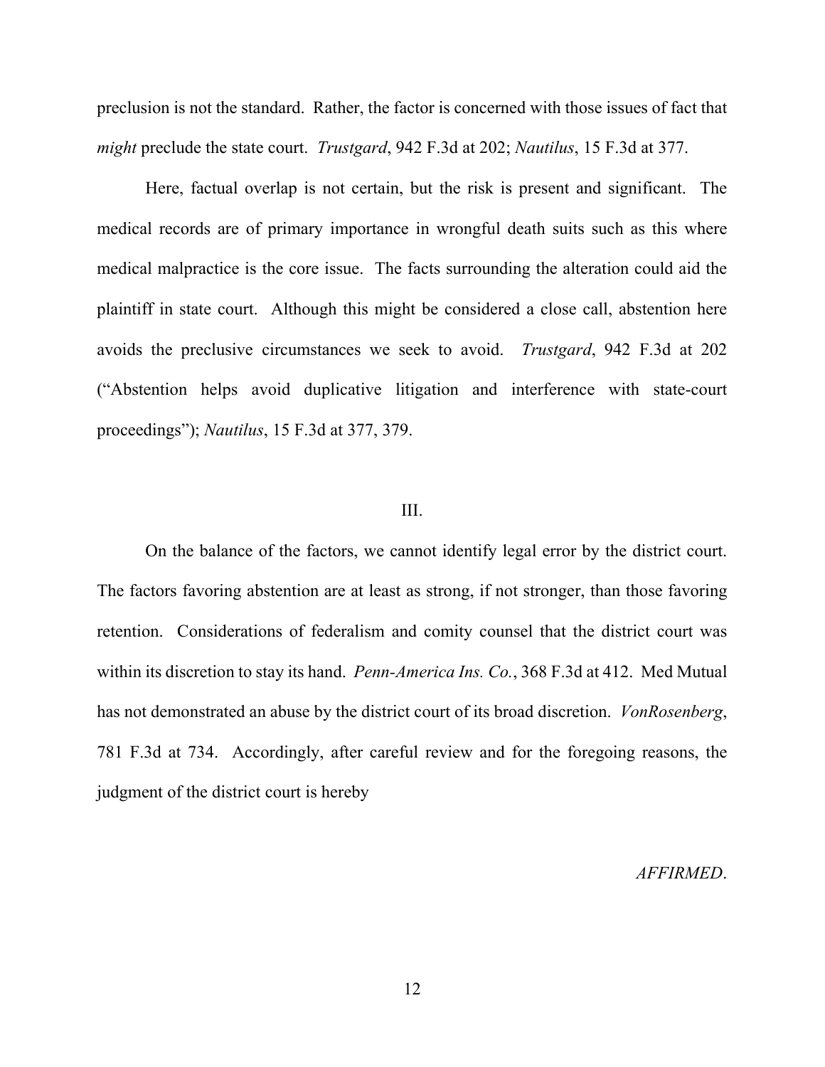preclusion is not the standard. Rather, the factor is concerned with those issues of fact that *might* preclude the state court. *Trustgard*, 942 F.3d at 202; *Nautilus*, 15 F.3d at 377.

Here, factual overlap is not certain, but the risk is present and significant. The medical records are of primary importance in wrongful death suits such as this where medical malpractice is the core issue. The facts surrounding the alteration could aid the plaintiff in state court. Although this might be considered a close call, abstention here avoids the preclusive circumstances we seek to avoid. *Trustgard*, 942 F.3d at 202 ("Abstention helps avoid duplicative litigation and interference with state-court proceedings"); *Nautilus*, 15 F.3d at 377, 379.

## III.

On the balance of the factors, we cannot identify legal error by the district court. The factors favoring abstention are at least as strong, if not stronger, than those favoring retention. Considerations of federalism and comity counsel that the district court was within its discretion to stay its hand. *Penn-America Ins. Co.*, 368 F.3d at 412. Med Mutual has not demonstrated an abuse by the district court of its broad discretion. *VonRosenberg*, 781 F.3d at 734. Accordingly, after careful review and for the foregoing reasons, the judgment of the district court is hereby

*AFFIRMED*.